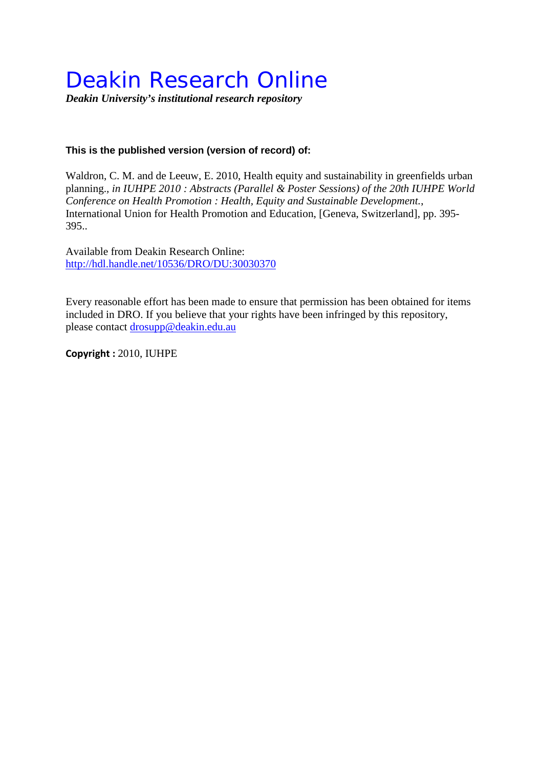# Deakin Research Online

***Deakin University's institutional research repository***

**This is the published version (version of record) of:**

Waldron, C. M. and de Leeuw, E. 2010, Health equity and sustainability in greenfields urban planning., *in IUHPE 2010 : Abstracts (Parallel & Poster Sessions) of the 20th IUHPE World Conference on Health Promotion : Health, Equity and Sustainable Development.*, International Union for Health Promotion and Education, [Geneva, Switzerland], pp. 395-395..

Available from Deakin Research Online:
http://hdl.handle.net/10536/DRO/DU:30030370

Every reasonable effort has been made to ensure that permission has been obtained for items included in DRO. If you believe that your rights have been infringed by this repository, please contact drosupp@deakin.edu.au

**Copyright :** 2010, IUHPE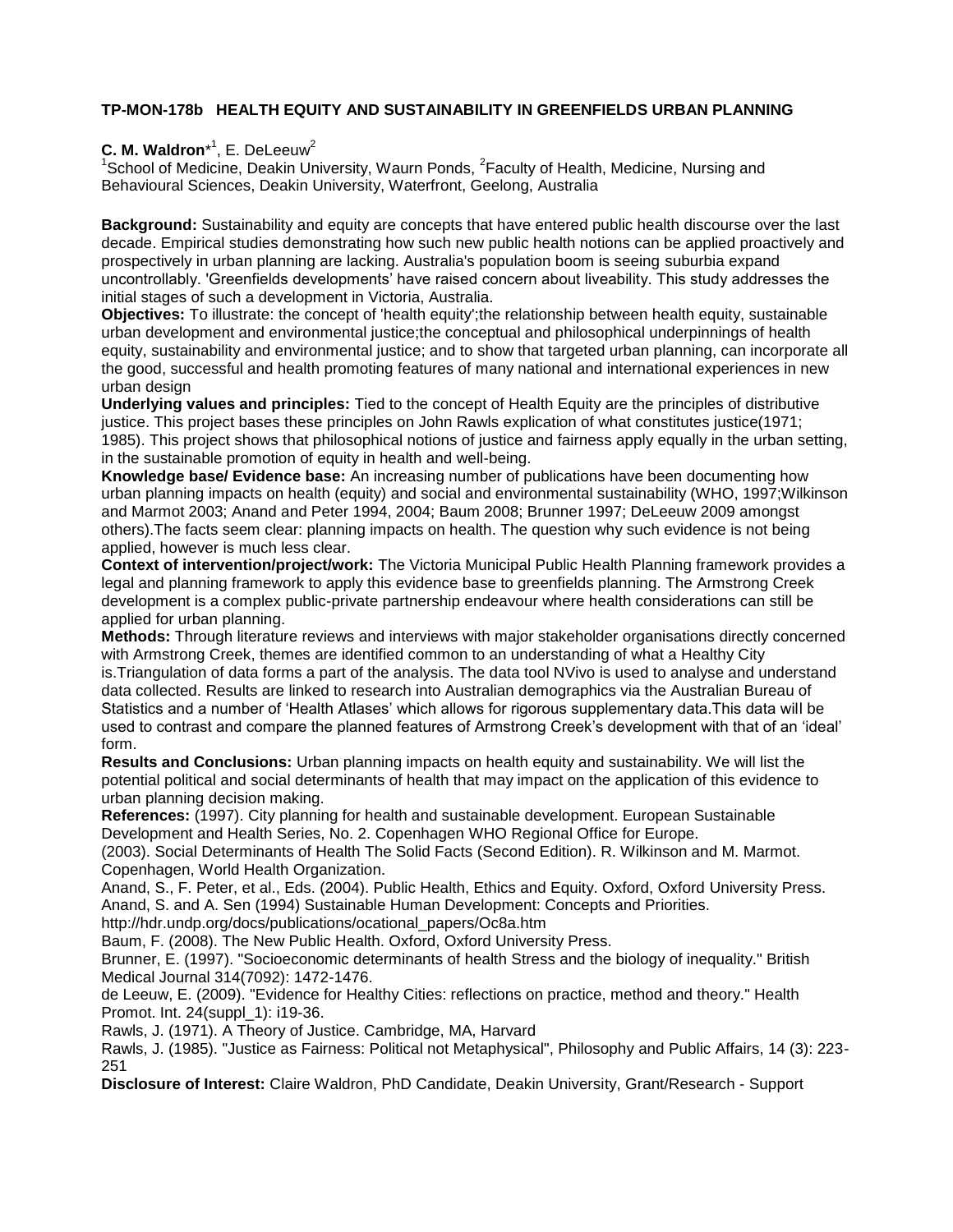**TP-MON-178b HEALTH EQUITY AND SUSTAINABILITY IN GREENFIELDS URBAN PLANNING**

**C. M. Waldron***[1], E. DeLeeuw[2]

[1]School of Medicine, Deakin University, Waurn Ponds, [2]Faculty of Health, Medicine, Nursing and Behavioural Sciences, Deakin University, Waterfront, Geelong, Australia

**Background:** Sustainability and equity are concepts that have entered public health discourse over the last decade. Empirical studies demonstrating how such new public health notions can be applied proactively and prospectively in urban planning are lacking. Australia's population boom is seeing suburbia expand uncontrollably. 'Greenfields developments' have raised concern about liveability. This study addresses the initial stages of such a development in Victoria, Australia.

**Objectives:** To illustrate: the concept of 'health equity';the relationship between health equity, sustainable urban development and environmental justice;the conceptual and philosophical underpinnings of health equity, sustainability and environmental justice; and to show that targeted urban planning, can incorporate all the good, successful and health promoting features of many national and international experiences in new urban design

**Underlying values and principles:** Tied to the concept of Health Equity are the principles of distributive justice. This project bases these principles on John Rawls explication of what constitutes justice(1971; 1985). This project shows that philosophical notions of justice and fairness apply equally in the urban setting, in the sustainable promotion of equity in health and well-being.

**Knowledge base/ Evidence base:** An increasing number of publications have been documenting how urban planning impacts on health (equity) and social and environmental sustainability (WHO, 1997;Wilkinson and Marmot 2003; Anand and Peter 1994, 2004; Baum 2008; Brunner 1997; DeLeeuw 2009 amongst others).The facts seem clear: planning impacts on health. The question why such evidence is not being applied, however is much less clear.

**Context of intervention/project/work:** The Victoria Municipal Public Health Planning framework provides a legal and planning framework to apply this evidence base to greenfields planning. The Armstrong Creek development is a complex public-private partnership endeavour where health considerations can still be applied for urban planning.

**Methods:** Through literature reviews and interviews with major stakeholder organisations directly concerned with Armstrong Creek, themes are identified common to an understanding of what a Healthy City is.Triangulation of data forms a part of the analysis. The data tool NVivo is used to analyse and understand data collected. Results are linked to research into Australian demographics via the Australian Bureau of Statistics and a number of 'Health Atlases' which allows for rigorous supplementary data.This data will be used to contrast and compare the planned features of Armstrong Creek's development with that of an 'ideal' form.

**Results and Conclusions:** Urban planning impacts on health equity and sustainability. We will list the potential political and social determinants of health that may impact on the application of this evidence to urban planning decision making.

**References:** (1997). City planning for health and sustainable development. European Sustainable Development and Health Series, No. 2. Copenhagen WHO Regional Office for Europe.

(2003). Social Determinants of Health The Solid Facts (Second Edition). R. Wilkinson and M. Marmot. Copenhagen, World Health Organization.

Anand, S., F. Peter, et al., Eds. (2004). Public Health, Ethics and Equity. Oxford, Oxford University Press.

Anand, S. and A. Sen (1994) Sustainable Human Development: Concepts and Priorities. http://hdr.undp.org/docs/publications/ocational_papers/Oc8a.htm

Baum, F. (2008). The New Public Health. Oxford, Oxford University Press.

Brunner, E. (1997). "Socioeconomic determinants of health Stress and the biology of inequality." British Medical Journal 314(7092): 1472-1476.

de Leeuw, E. (2009). "Evidence for Healthy Cities: reflections on practice, method and theory." Health Promot. Int. 24(suppl_1): i19-36.

Rawls, J. (1971). A Theory of Justice. Cambridge, MA, Harvard

Rawls, J. (1985). "Justice as Fairness: Political not Metaphysical", Philosophy and Public Affairs, 14 (3): 223-251

**Disclosure of Interest:** Claire Waldron, PhD Candidate, Deakin University, Grant/Research - Support